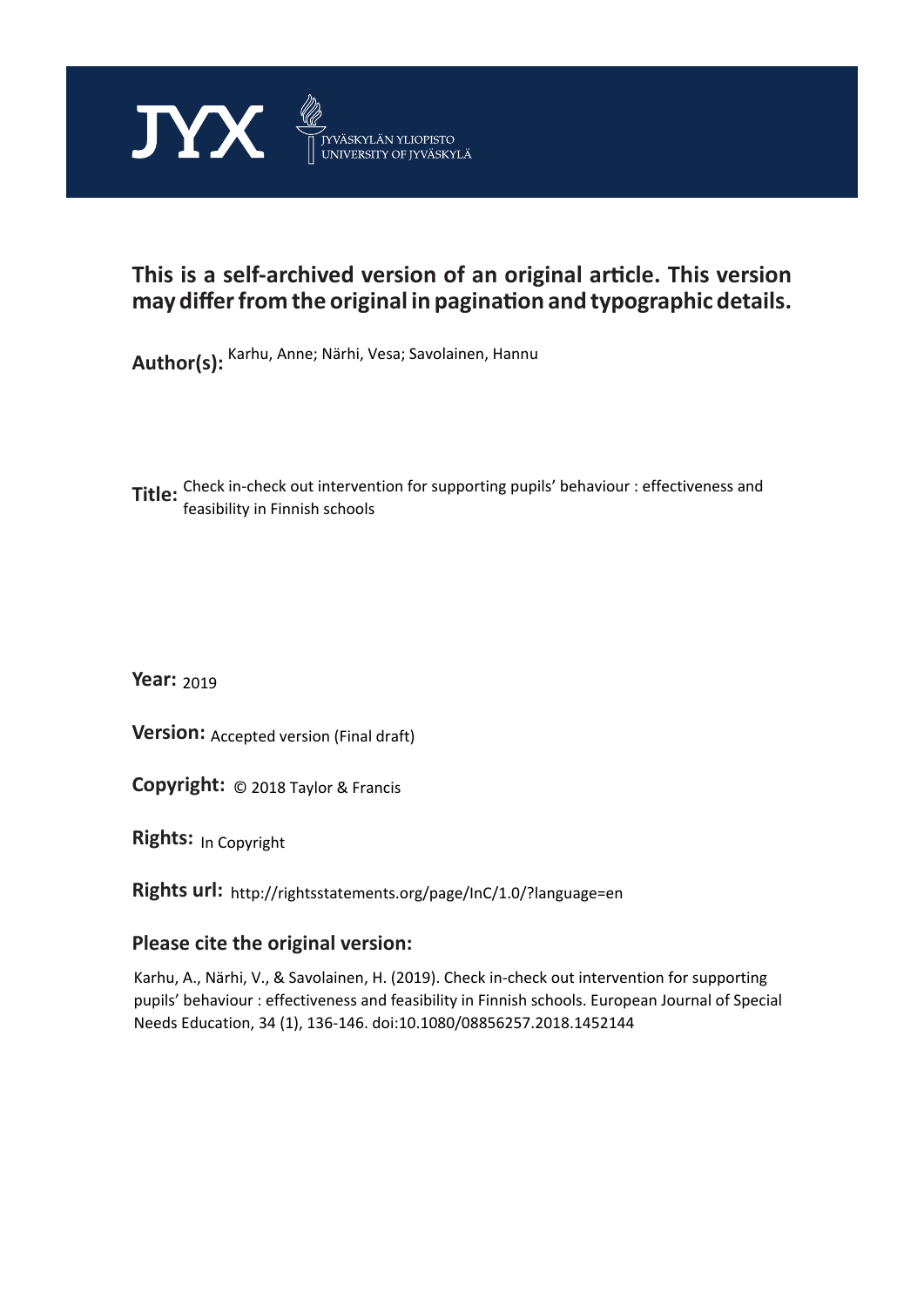JYX — JYVÄSKYLÄN YLIOPISTO
UNIVERSITY OF JYVÄSKYLÄ

**This is a self-archived version of an original article. This version may differ from the original in pagination and typographic details.**

**Author(s):** Karhu, Anne; Närhi, Vesa; Savolainen, Hannu

**Title:** Check in-check out intervention for supporting pupils' behaviour : effectiveness and feasibility in Finnish schools

**Year:** 2019

**Version:** Accepted version (Final draft)

**Copyright:** © 2018 Taylor & Francis

**Rights:** In Copyright

**Rights url:** http://rightsstatements.org/page/InC/1.0/?language=en

**Please cite the original version:**

Karhu, A., Närhi, V., & Savolainen, H. (2019). Check in-check out intervention for supporting pupils' behaviour : effectiveness and feasibility in Finnish schools. European Journal of Special Needs Education, 34 (1), 136-146. doi:10.1080/08856257.2018.1452144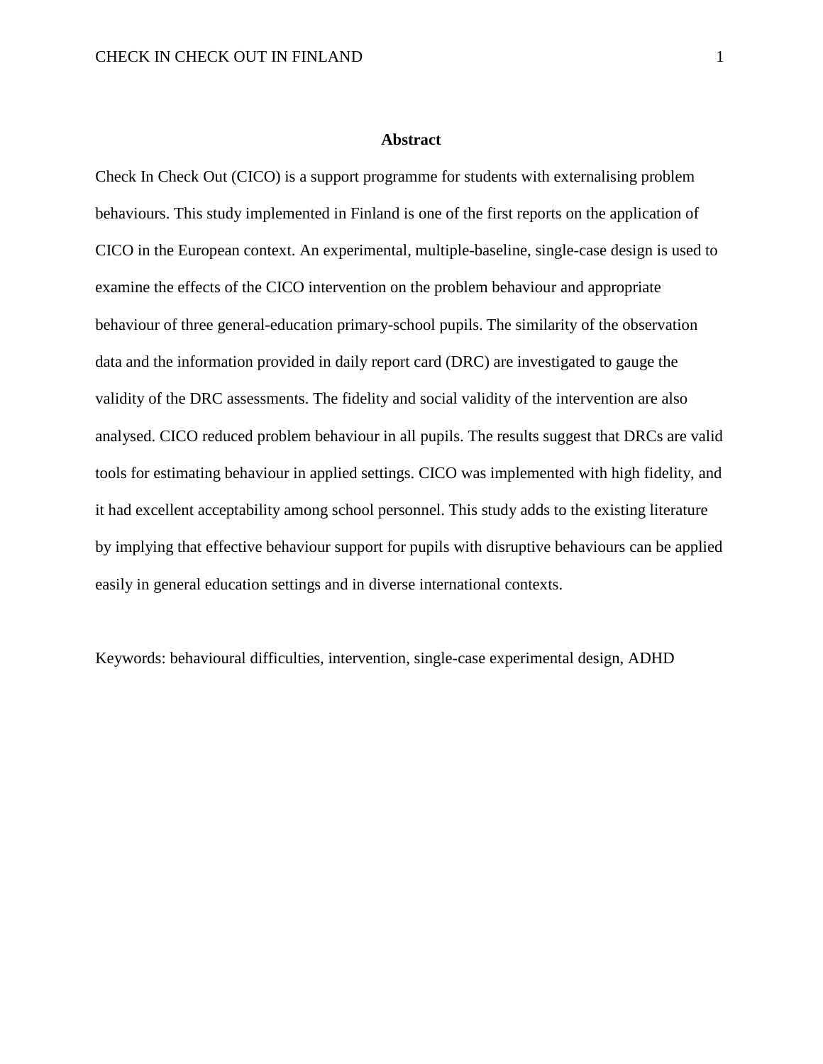## Abstract

Check In Check Out (CICO) is a support programme for students with externalising problem behaviours. This study implemented in Finland is one of the first reports on the application of CICO in the European context. An experimental, multiple-baseline, single-case design is used to examine the effects of the CICO intervention on the problem behaviour and appropriate behaviour of three general-education primary-school pupils. The similarity of the observation data and the information provided in daily report card (DRC) are investigated to gauge the validity of the DRC assessments. The fidelity and social validity of the intervention are also analysed. CICO reduced problem behaviour in all pupils. The results suggest that DRCs are valid tools for estimating behaviour in applied settings. CICO was implemented with high fidelity, and it had excellent acceptability among school personnel. This study adds to the existing literature by implying that effective behaviour support for pupils with disruptive behaviours can be applied easily in general education settings and in diverse international contexts.

Keywords: behavioural difficulties, intervention, single-case experimental design, ADHD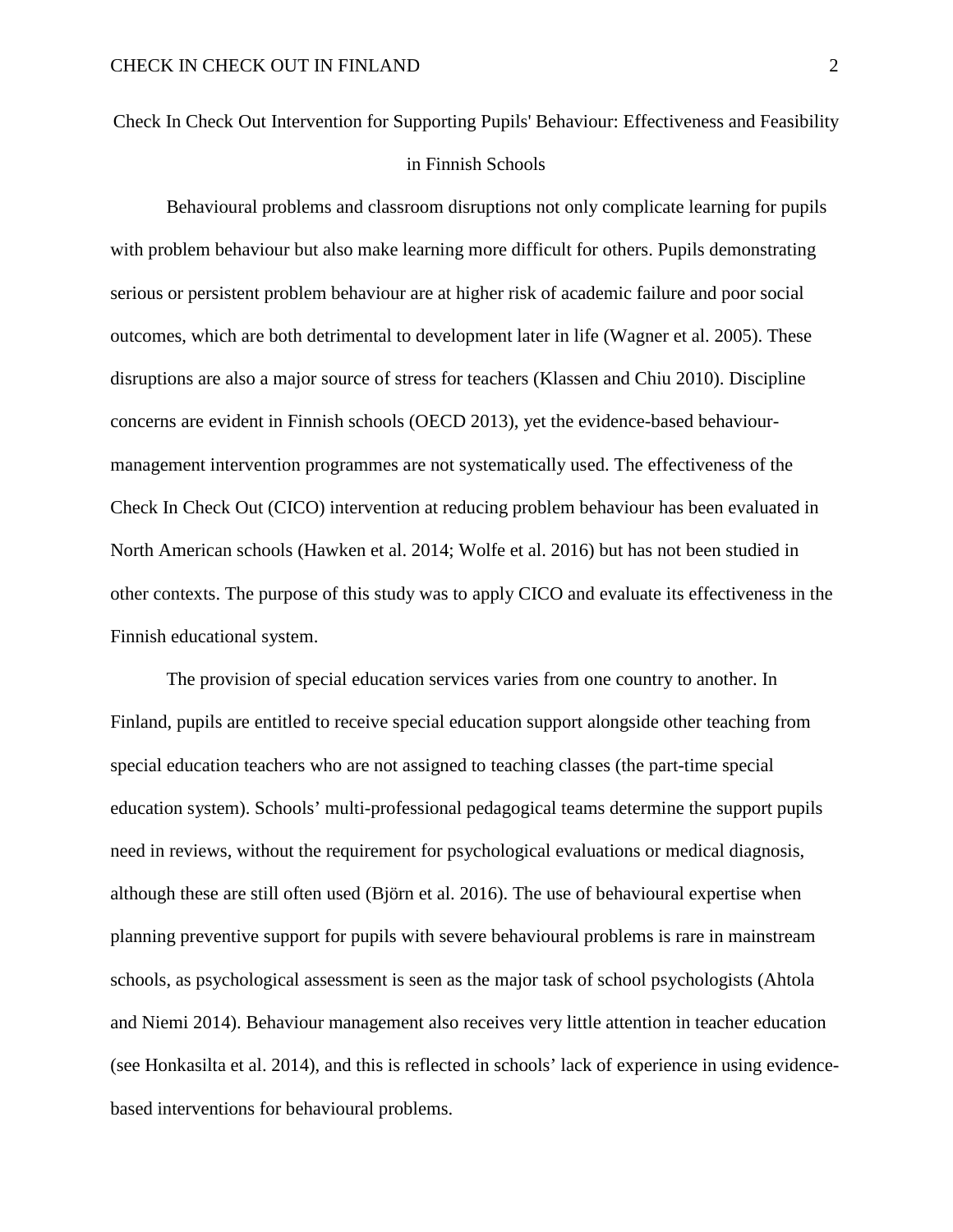# Check In Check Out Intervention for Supporting Pupils' Behaviour: Effectiveness and Feasibility in Finnish Schools

Behavioural problems and classroom disruptions not only complicate learning for pupils with problem behaviour but also make learning more difficult for others. Pupils demonstrating serious or persistent problem behaviour are at higher risk of academic failure and poor social outcomes, which are both detrimental to development later in life (Wagner et al. 2005). These disruptions are also a major source of stress for teachers (Klassen and Chiu 2010). Discipline concerns are evident in Finnish schools (OECD 2013), yet the evidence-based behaviour-management intervention programmes are not systematically used. The effectiveness of the Check In Check Out (CICO) intervention at reducing problem behaviour has been evaluated in North American schools (Hawken et al. 2014; Wolfe et al. 2016) but has not been studied in other contexts. The purpose of this study was to apply CICO and evaluate its effectiveness in the Finnish educational system.

The provision of special education services varies from one country to another. In Finland, pupils are entitled to receive special education support alongside other teaching from special education teachers who are not assigned to teaching classes (the part-time special education system). Schools' multi-professional pedagogical teams determine the support pupils need in reviews, without the requirement for psychological evaluations or medical diagnosis, although these are still often used (Björn et al. 2016). The use of behavioural expertise when planning preventive support for pupils with severe behavioural problems is rare in mainstream schools, as psychological assessment is seen as the major task of school psychologists (Ahtola and Niemi 2014). Behaviour management also receives very little attention in teacher education (see Honkasilta et al. 2014), and this is reflected in schools' lack of experience in using evidence-based interventions for behavioural problems.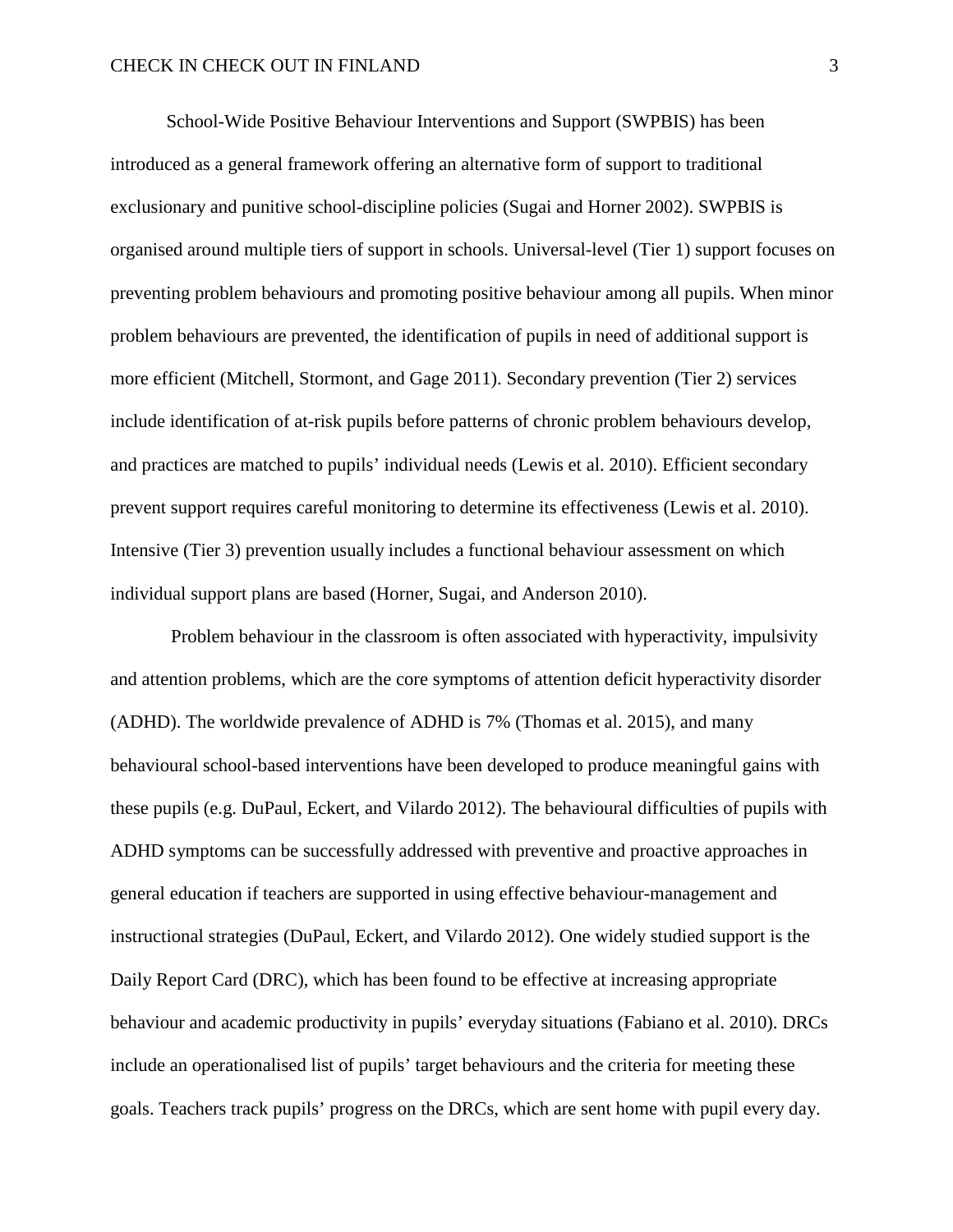School-Wide Positive Behaviour Interventions and Support (SWPBIS) has been introduced as a general framework offering an alternative form of support to traditional exclusionary and punitive school-discipline policies (Sugai and Horner 2002). SWPBIS is organised around multiple tiers of support in schools. Universal-level (Tier 1) support focuses on preventing problem behaviours and promoting positive behaviour among all pupils. When minor problem behaviours are prevented, the identification of pupils in need of additional support is more efficient (Mitchell, Stormont, and Gage 2011). Secondary prevention (Tier 2) services include identification of at-risk pupils before patterns of chronic problem behaviours develop, and practices are matched to pupils' individual needs (Lewis et al. 2010). Efficient secondary prevent support requires careful monitoring to determine its effectiveness (Lewis et al. 2010). Intensive (Tier 3) prevention usually includes a functional behaviour assessment on which individual support plans are based (Horner, Sugai, and Anderson 2010).

Problem behaviour in the classroom is often associated with hyperactivity, impulsivity and attention problems, which are the core symptoms of attention deficit hyperactivity disorder (ADHD). The worldwide prevalence of ADHD is 7% (Thomas et al. 2015), and many behavioural school-based interventions have been developed to produce meaningful gains with these pupils (e.g. DuPaul, Eckert, and Vilardo 2012). The behavioural difficulties of pupils with ADHD symptoms can be successfully addressed with preventive and proactive approaches in general education if teachers are supported in using effective behaviour-management and instructional strategies (DuPaul, Eckert, and Vilardo 2012). One widely studied support is the Daily Report Card (DRC), which has been found to be effective at increasing appropriate behaviour and academic productivity in pupils' everyday situations (Fabiano et al. 2010). DRCs include an operationalised list of pupils' target behaviours and the criteria for meeting these goals. Teachers track pupils' progress on the DRCs, which are sent home with pupil every day.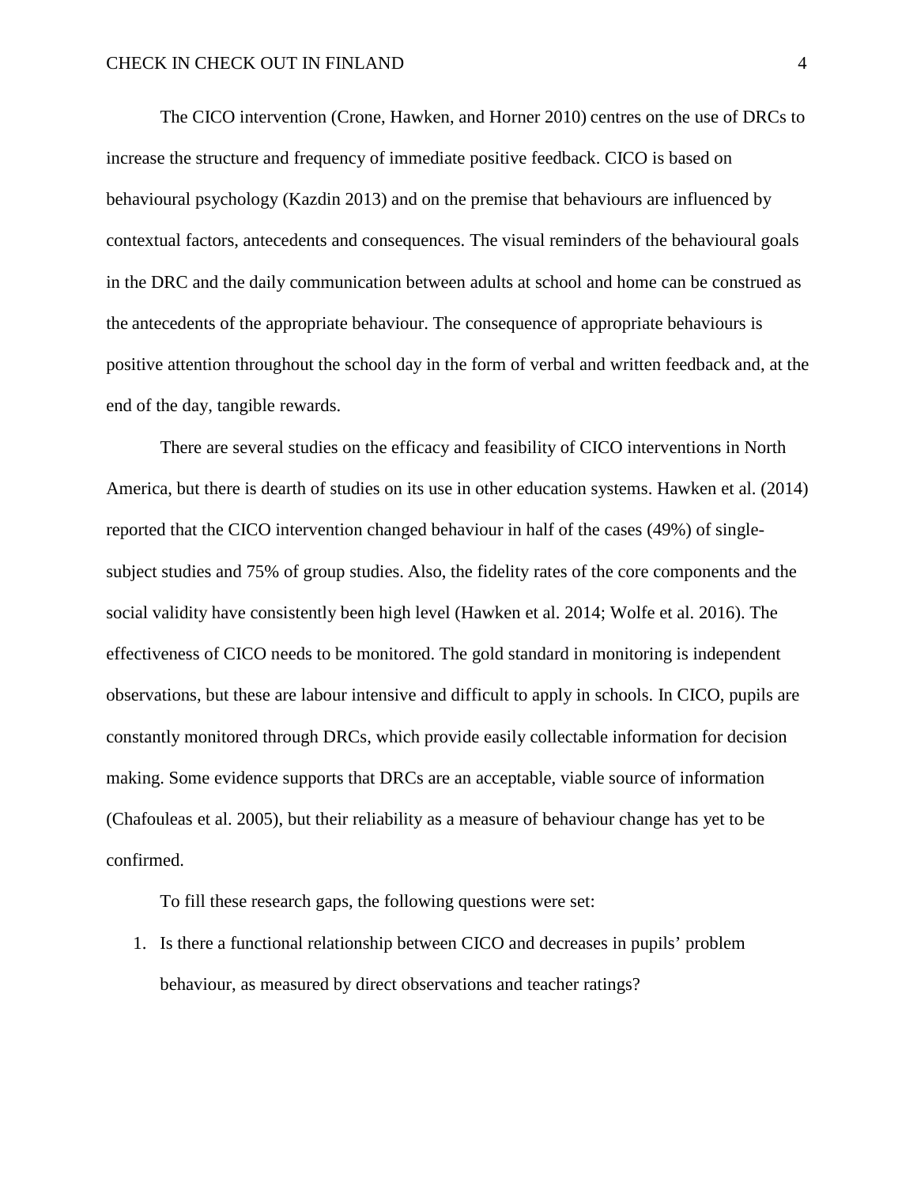The CICO intervention (Crone, Hawken, and Horner 2010) centres on the use of DRCs to increase the structure and frequency of immediate positive feedback. CICO is based on behavioural psychology (Kazdin 2013) and on the premise that behaviours are influenced by contextual factors, antecedents and consequences. The visual reminders of the behavioural goals in the DRC and the daily communication between adults at school and home can be construed as the antecedents of the appropriate behaviour. The consequence of appropriate behaviours is positive attention throughout the school day in the form of verbal and written feedback and, at the end of the day, tangible rewards.

There are several studies on the efficacy and feasibility of CICO interventions in North America, but there is dearth of studies on its use in other education systems. Hawken et al. (2014) reported that the CICO intervention changed behaviour in half of the cases (49%) of single-subject studies and 75% of group studies. Also, the fidelity rates of the core components and the social validity have consistently been high level (Hawken et al. 2014; Wolfe et al. 2016). The effectiveness of CICO needs to be monitored. The gold standard in monitoring is independent observations, but these are labour intensive and difficult to apply in schools. In CICO, pupils are constantly monitored through DRCs, which provide easily collectable information for decision making. Some evidence supports that DRCs are an acceptable, viable source of information (Chafouleas et al. 2005), but their reliability as a measure of behaviour change has yet to be confirmed.

To fill these research gaps, the following questions were set:

1. Is there a functional relationship between CICO and decreases in pupils' problem behaviour, as measured by direct observations and teacher ratings?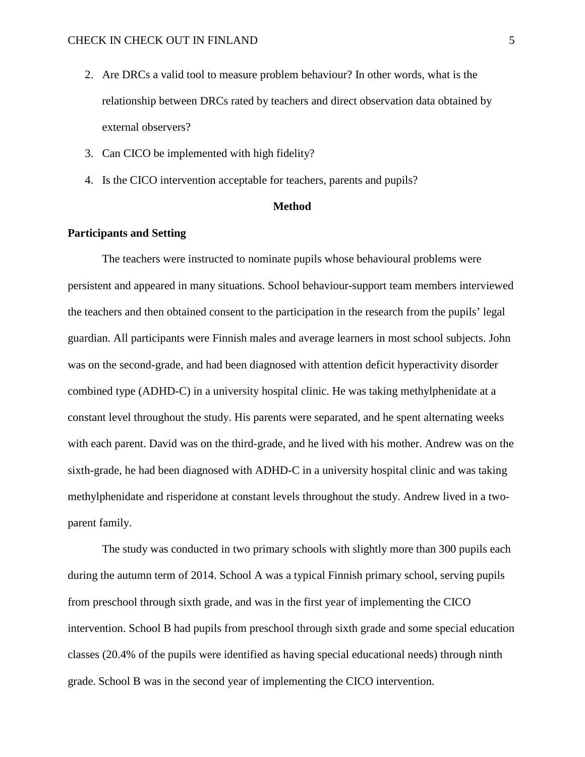2. Are DRCs a valid tool to measure problem behaviour? In other words, what is the relationship between DRCs rated by teachers and direct observation data obtained by external observers?
3. Can CICO be implemented with high fidelity?
4. Is the CICO intervention acceptable for teachers, parents and pupils?

## Method

### Participants and Setting

The teachers were instructed to nominate pupils whose behavioural problems were persistent and appeared in many situations. School behaviour-support team members interviewed the teachers and then obtained consent to the participation in the research from the pupils' legal guardian. All participants were Finnish males and average learners in most school subjects. John was on the second-grade, and had been diagnosed with attention deficit hyperactivity disorder combined type (ADHD-C) in a university hospital clinic. He was taking methylphenidate at a constant level throughout the study. His parents were separated, and he spent alternating weeks with each parent. David was on the third-grade, and he lived with his mother. Andrew was on the sixth-grade, he had been diagnosed with ADHD-C in a university hospital clinic and was taking methylphenidate and risperidone at constant levels throughout the study. Andrew lived in a two-parent family.

The study was conducted in two primary schools with slightly more than 300 pupils each during the autumn term of 2014. School A was a typical Finnish primary school, serving pupils from preschool through sixth grade, and was in the first year of implementing the CICO intervention. School B had pupils from preschool through sixth grade and some special education classes (20.4% of the pupils were identified as having special educational needs) through ninth grade. School B was in the second year of implementing the CICO intervention.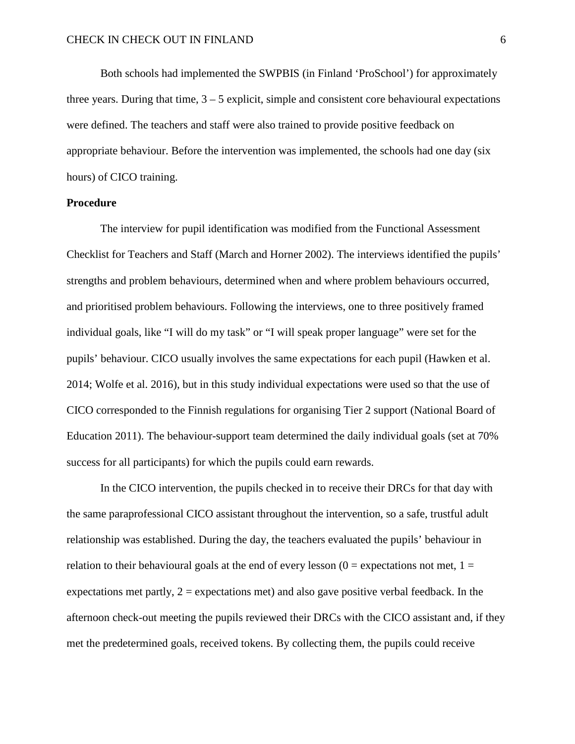Both schools had implemented the SWPBIS (in Finland 'ProSchool') for approximately three years. During that time, 3 – 5 explicit, simple and consistent core behavioural expectations were defined. The teachers and staff were also trained to provide positive feedback on appropriate behaviour. Before the intervention was implemented, the schools had one day (six hours) of CICO training.

## Procedure

The interview for pupil identification was modified from the Functional Assessment Checklist for Teachers and Staff (March and Horner 2002). The interviews identified the pupils' strengths and problem behaviours, determined when and where problem behaviours occurred, and prioritised problem behaviours. Following the interviews, one to three positively framed individual goals, like "I will do my task" or "I will speak proper language" were set for the pupils' behaviour. CICO usually involves the same expectations for each pupil (Hawken et al. 2014; Wolfe et al. 2016), but in this study individual expectations were used so that the use of CICO corresponded to the Finnish regulations for organising Tier 2 support (National Board of Education 2011). The behaviour-support team determined the daily individual goals (set at 70% success for all participants) for which the pupils could earn rewards.

In the CICO intervention, the pupils checked in to receive their DRCs for that day with the same paraprofessional CICO assistant throughout the intervention, so a safe, trustful adult relationship was established. During the day, the teachers evaluated the pupils' behaviour in relation to their behavioural goals at the end of every lesson (0 = expectations not met, 1 = expectations met partly, 2 = expectations met) and also gave positive verbal feedback. In the afternoon check-out meeting the pupils reviewed their DRCs with the CICO assistant and, if they met the predetermined goals, received tokens. By collecting them, the pupils could receive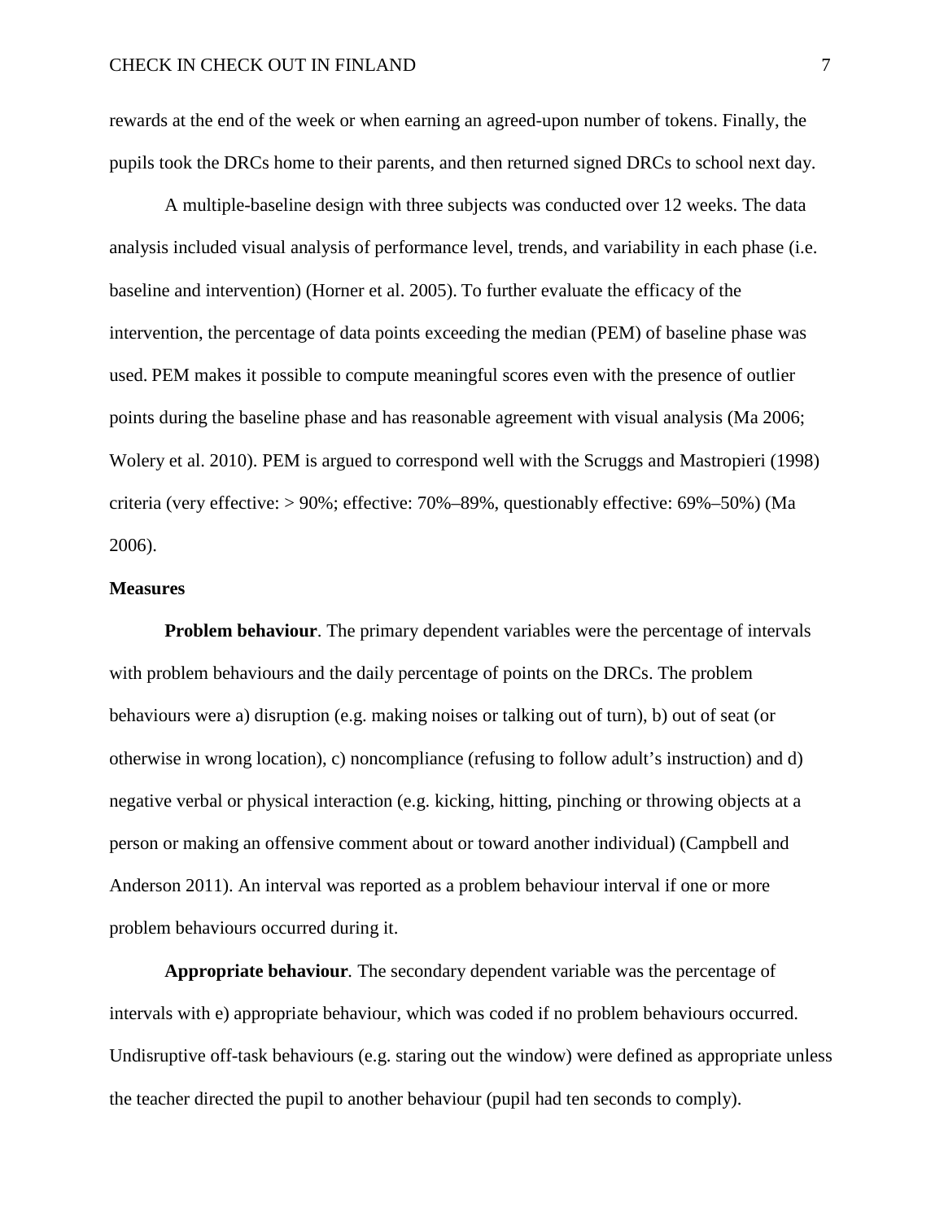rewards at the end of the week or when earning an agreed-upon number of tokens. Finally, the pupils took the DRCs home to their parents, and then returned signed DRCs to school next day.

A multiple-baseline design with three subjects was conducted over 12 weeks. The data analysis included visual analysis of performance level, trends, and variability in each phase (i.e. baseline and intervention) (Horner et al. 2005). To further evaluate the efficacy of the intervention, the percentage of data points exceeding the median (PEM) of baseline phase was used. PEM makes it possible to compute meaningful scores even with the presence of outlier points during the baseline phase and has reasonable agreement with visual analysis (Ma 2006; Wolery et al. 2010). PEM is argued to correspond well with the Scruggs and Mastropieri (1998) criteria (very effective: > 90%; effective: 70%–89%, questionably effective: 69%–50%) (Ma 2006).

## Measures

**Problem behaviour**. The primary dependent variables were the percentage of intervals with problem behaviours and the daily percentage of points on the DRCs. The problem behaviours were a) disruption (e.g. making noises or talking out of turn), b) out of seat (or otherwise in wrong location), c) noncompliance (refusing to follow adult's instruction) and d) negative verbal or physical interaction (e.g. kicking, hitting, pinching or throwing objects at a person or making an offensive comment about or toward another individual) (Campbell and Anderson 2011). An interval was reported as a problem behaviour interval if one or more problem behaviours occurred during it.

**Appropriate behaviour**. The secondary dependent variable was the percentage of intervals with e) appropriate behaviour, which was coded if no problem behaviours occurred. Undisruptive off-task behaviours (e.g. staring out the window) were defined as appropriate unless the teacher directed the pupil to another behaviour (pupil had ten seconds to comply).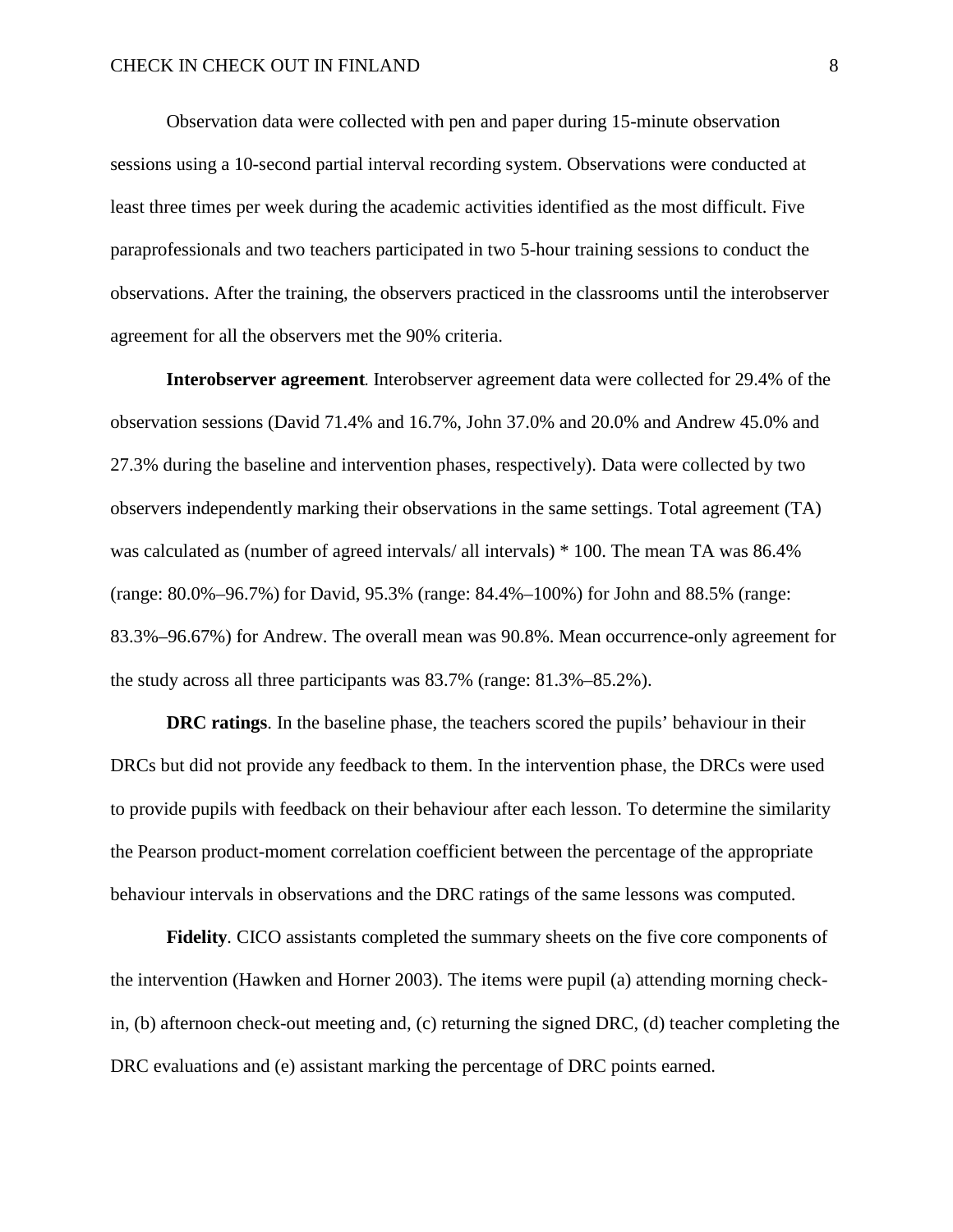Observation data were collected with pen and paper during 15-minute observation sessions using a 10-second partial interval recording system. Observations were conducted at least three times per week during the academic activities identified as the most difficult. Five paraprofessionals and two teachers participated in two 5-hour training sessions to conduct the observations. After the training, the observers practiced in the classrooms until the interobserver agreement for all the observers met the 90% criteria.

**Interobserver agreement***.* Interobserver agreement data were collected for 29.4% of the observation sessions (David 71.4% and 16.7%, John 37.0% and 20.0% and Andrew 45.0% and 27.3% during the baseline and intervention phases, respectively). Data were collected by two observers independently marking their observations in the same settings. Total agreement (TA) was calculated as (number of agreed intervals/ all intervals) * 100. The mean TA was 86.4% (range: 80.0%–96.7%) for David, 95.3% (range: 84.4%–100%) for John and 88.5% (range: 83.3%–96.67%) for Andrew. The overall mean was 90.8%. Mean occurrence-only agreement for the study across all three participants was 83.7% (range: 81.3%–85.2%).

**DRC ratings**. In the baseline phase, the teachers scored the pupils' behaviour in their DRCs but did not provide any feedback to them. In the intervention phase, the DRCs were used to provide pupils with feedback on their behaviour after each lesson. To determine the similarity the Pearson product-moment correlation coefficient between the percentage of the appropriate behaviour intervals in observations and the DRC ratings of the same lessons was computed.

**Fidelity**. CICO assistants completed the summary sheets on the five core components of the intervention (Hawken and Horner 2003). The items were pupil (a) attending morning check-in, (b) afternoon check-out meeting and, (c) returning the signed DRC, (d) teacher completing the DRC evaluations and (e) assistant marking the percentage of DRC points earned.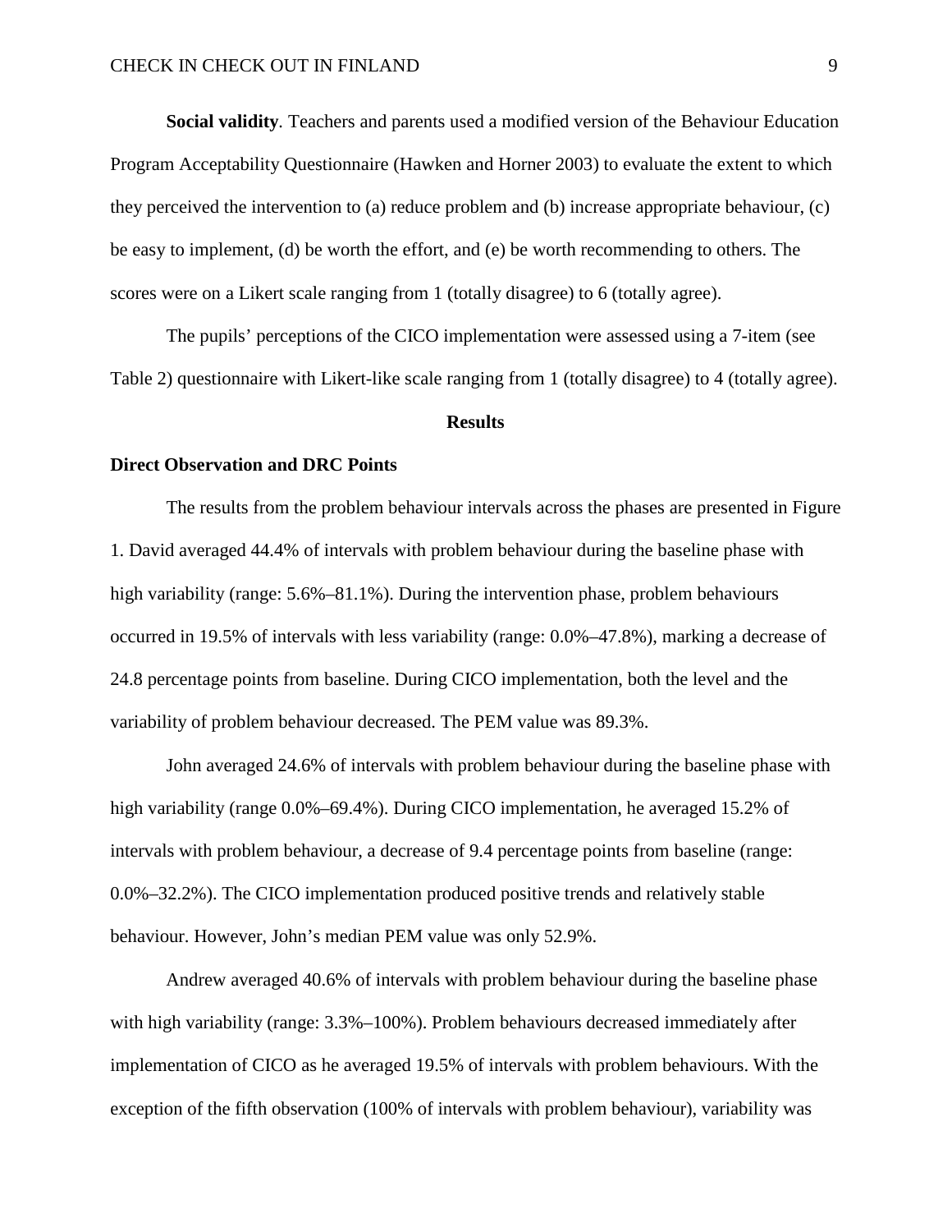**Social validity**. Teachers and parents used a modified version of the Behaviour Education Program Acceptability Questionnaire (Hawken and Horner 2003) to evaluate the extent to which they perceived the intervention to (a) reduce problem and (b) increase appropriate behaviour, (c) be easy to implement, (d) be worth the effort, and (e) be worth recommending to others. The scores were on a Likert scale ranging from 1 (totally disagree) to 6 (totally agree).

The pupils' perceptions of the CICO implementation were assessed using a 7-item (see Table 2) questionnaire with Likert-like scale ranging from 1 (totally disagree) to 4 (totally agree).

## Results

### Direct Observation and DRC Points

The results from the problem behaviour intervals across the phases are presented in Figure 1. David averaged 44.4% of intervals with problem behaviour during the baseline phase with high variability (range: 5.6%–81.1%). During the intervention phase, problem behaviours occurred in 19.5% of intervals with less variability (range: 0.0%–47.8%), marking a decrease of 24.8 percentage points from baseline. During CICO implementation, both the level and the variability of problem behaviour decreased. The PEM value was 89.3%.

John averaged 24.6% of intervals with problem behaviour during the baseline phase with high variability (range 0.0%–69.4%). During CICO implementation, he averaged 15.2% of intervals with problem behaviour, a decrease of 9.4 percentage points from baseline (range: 0.0%–32.2%). The CICO implementation produced positive trends and relatively stable behaviour. However, John's median PEM value was only 52.9%.

Andrew averaged 40.6% of intervals with problem behaviour during the baseline phase with high variability (range: 3.3%–100%). Problem behaviours decreased immediately after implementation of CICO as he averaged 19.5% of intervals with problem behaviours. With the exception of the fifth observation (100% of intervals with problem behaviour), variability was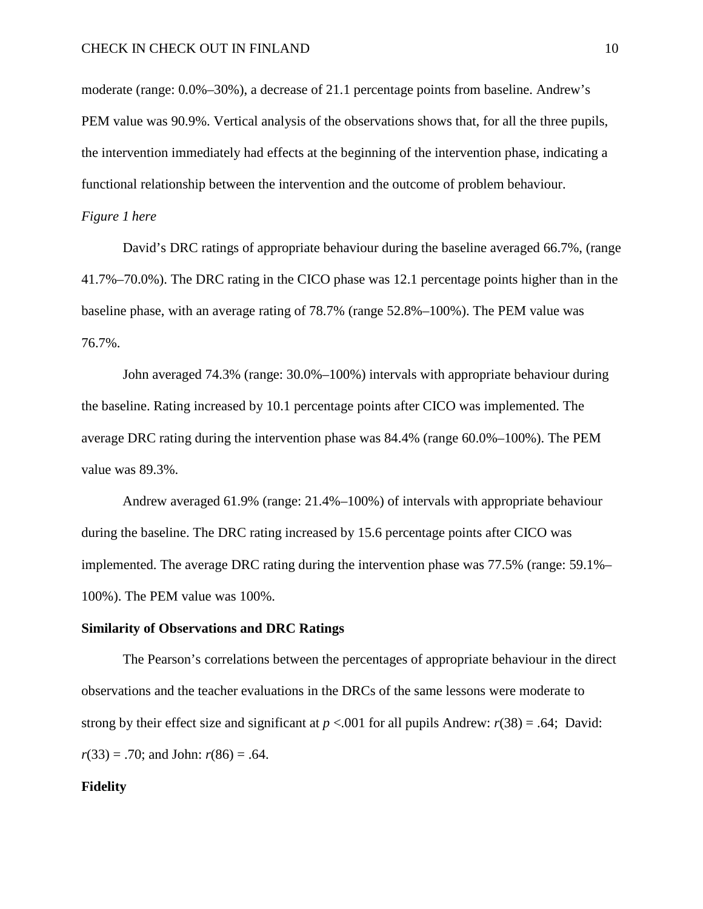moderate (range: 0.0%–30%), a decrease of 21.1 percentage points from baseline. Andrew's PEM value was 90.9%. Vertical analysis of the observations shows that, for all the three pupils, the intervention immediately had effects at the beginning of the intervention phase, indicating a functional relationship between the intervention and the outcome of problem behaviour.

*Figure 1 here*

David's DRC ratings of appropriate behaviour during the baseline averaged 66.7%, (range 41.7%–70.0%). The DRC rating in the CICO phase was 12.1 percentage points higher than in the baseline phase, with an average rating of 78.7% (range 52.8%–100%). The PEM value was 76.7%.

John averaged 74.3% (range: 30.0%–100%) intervals with appropriate behaviour during the baseline. Rating increased by 10.1 percentage points after CICO was implemented. The average DRC rating during the intervention phase was 84.4% (range 60.0%–100%). The PEM value was 89.3%.

Andrew averaged 61.9% (range: 21.4%–100%) of intervals with appropriate behaviour during the baseline. The DRC rating increased by 15.6 percentage points after CICO was implemented. The average DRC rating during the intervention phase was 77.5% (range: 59.1%–100%). The PEM value was 100%.

**Similarity of Observations and DRC Ratings**

The Pearson's correlations between the percentages of appropriate behaviour in the direct observations and the teacher evaluations in the DRCs of the same lessons were moderate to strong by their effect size and significant at $p < .001$ for all pupils Andrew: $r(38) = .64$; David: $r(33) = .70$; and John: $r(86) = .64$.

**Fidelity**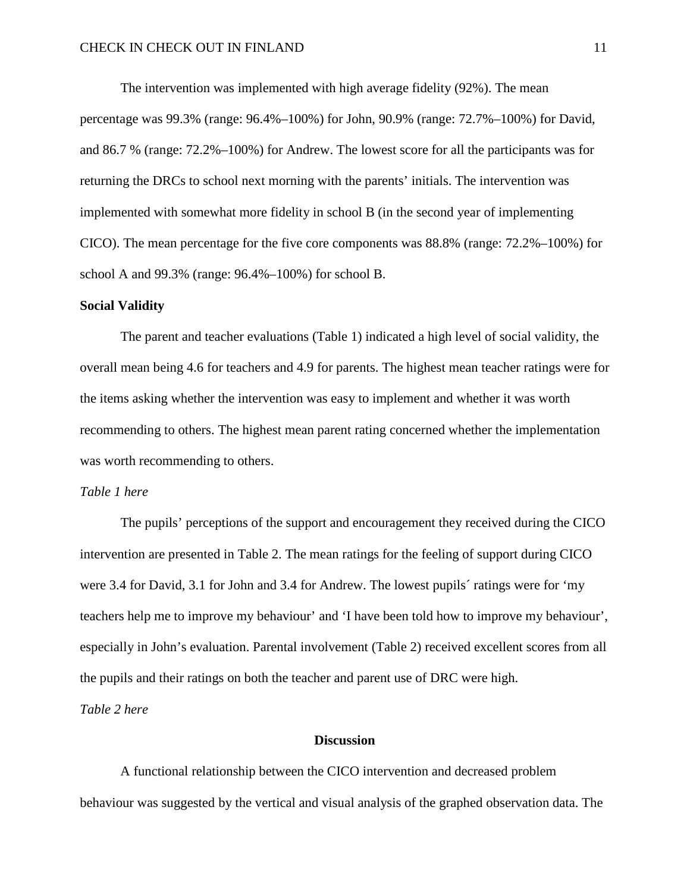The intervention was implemented with high average fidelity (92%). The mean percentage was 99.3% (range: 96.4%–100%) for John, 90.9% (range: 72.7%–100%) for David, and 86.7 % (range: 72.2%–100%) for Andrew. The lowest score for all the participants was for returning the DRCs to school next morning with the parents' initials. The intervention was implemented with somewhat more fidelity in school B (in the second year of implementing CICO). The mean percentage for the five core components was 88.8% (range: 72.2%–100%) for school A and 99.3% (range: 96.4%–100%) for school B.

**Social Validity**

The parent and teacher evaluations (Table 1) indicated a high level of social validity, the overall mean being 4.6 for teachers and 4.9 for parents. The highest mean teacher ratings were for the items asking whether the intervention was easy to implement and whether it was worth recommending to others. The highest mean parent rating concerned whether the implementation was worth recommending to others.

*Table 1 here*

The pupils' perceptions of the support and encouragement they received during the CICO intervention are presented in Table 2. The mean ratings for the feeling of support during CICO were 3.4 for David, 3.1 for John and 3.4 for Andrew. The lowest pupils´ ratings were for 'my teachers help me to improve my behaviour' and 'I have been told how to improve my behaviour', especially in John's evaluation. Parental involvement (Table 2) received excellent scores from all the pupils and their ratings on both the teacher and parent use of DRC were high.

*Table 2 here*

## Discussion

A functional relationship between the CICO intervention and decreased problem behaviour was suggested by the vertical and visual analysis of the graphed observation data. The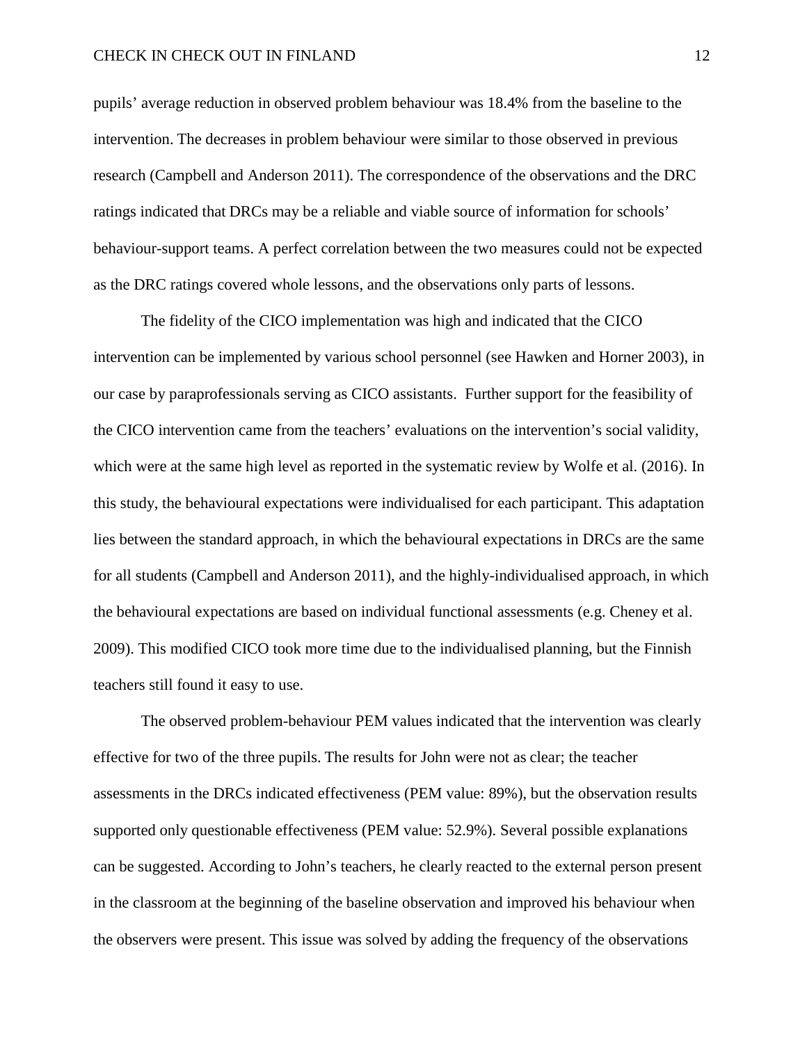pupils' average reduction in observed problem behaviour was 18.4% from the baseline to the intervention. The decreases in problem behaviour were similar to those observed in previous research (Campbell and Anderson 2011). The correspondence of the observations and the DRC ratings indicated that DRCs may be a reliable and viable source of information for schools' behaviour-support teams. A perfect correlation between the two measures could not be expected as the DRC ratings covered whole lessons, and the observations only parts of lessons.

The fidelity of the CICO implementation was high and indicated that the CICO intervention can be implemented by various school personnel (see Hawken and Horner 2003), in our case by paraprofessionals serving as CICO assistants. Further support for the feasibility of the CICO intervention came from the teachers' evaluations on the intervention's social validity, which were at the same high level as reported in the systematic review by Wolfe et al. (2016). In this study, the behavioural expectations were individualised for each participant. This adaptation lies between the standard approach, in which the behavioural expectations in DRCs are the same for all students (Campbell and Anderson 2011), and the highly-individualised approach, in which the behavioural expectations are based on individual functional assessments (e.g. Cheney et al. 2009). This modified CICO took more time due to the individualised planning, but the Finnish teachers still found it easy to use.

The observed problem-behaviour PEM values indicated that the intervention was clearly effective for two of the three pupils. The results for John were not as clear; the teacher assessments in the DRCs indicated effectiveness (PEM value: 89%), but the observation results supported only questionable effectiveness (PEM value: 52.9%). Several possible explanations can be suggested. According to John's teachers, he clearly reacted to the external person present in the classroom at the beginning of the baseline observation and improved his behaviour when the observers were present. This issue was solved by adding the frequency of the observations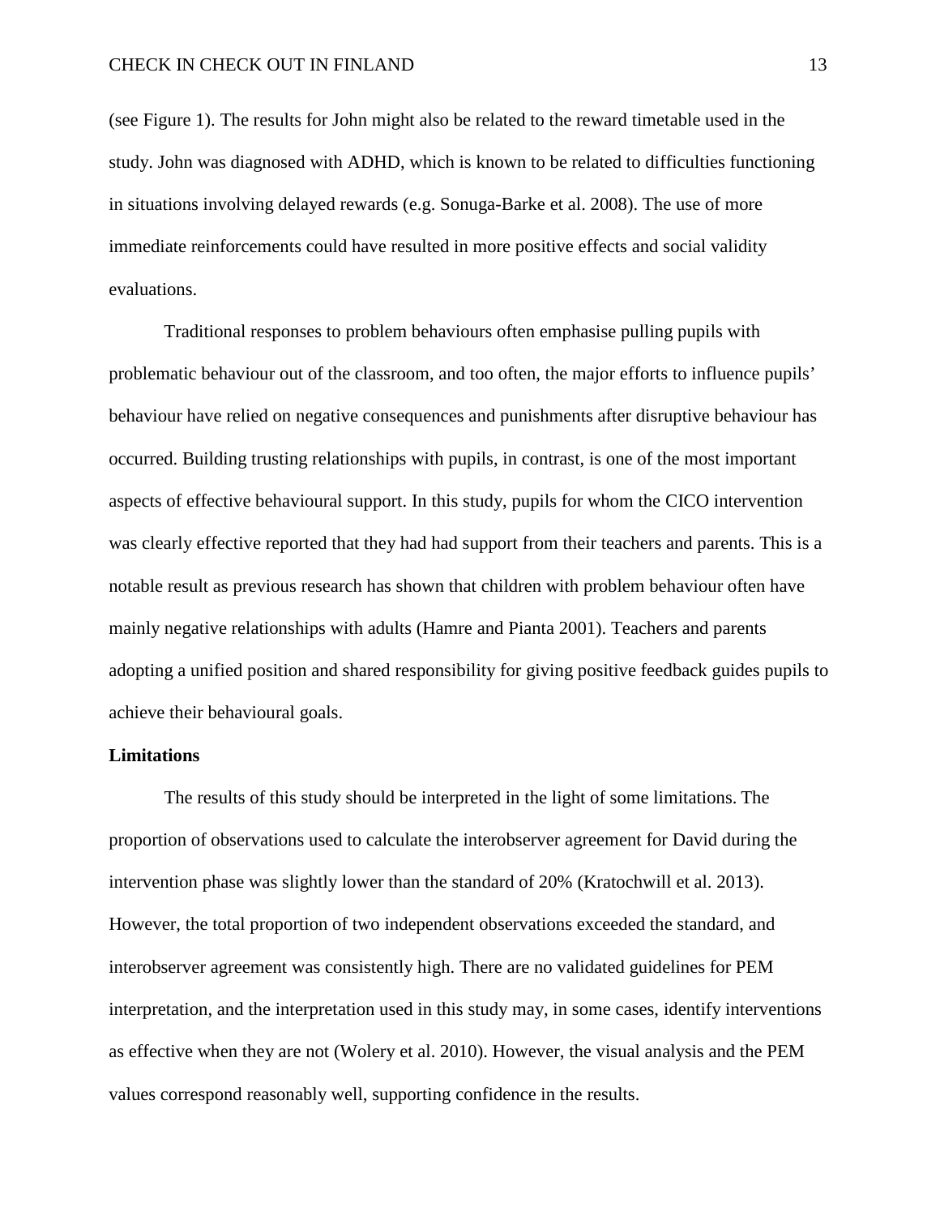(see Figure 1). The results for John might also be related to the reward timetable used in the study. John was diagnosed with ADHD, which is known to be related to difficulties functioning in situations involving delayed rewards (e.g. Sonuga-Barke et al. 2008). The use of more immediate reinforcements could have resulted in more positive effects and social validity evaluations.

Traditional responses to problem behaviours often emphasise pulling pupils with problematic behaviour out of the classroom, and too often, the major efforts to influence pupils' behaviour have relied on negative consequences and punishments after disruptive behaviour has occurred. Building trusting relationships with pupils, in contrast, is one of the most important aspects of effective behavioural support. In this study, pupils for whom the CICO intervention was clearly effective reported that they had had support from their teachers and parents. This is a notable result as previous research has shown that children with problem behaviour often have mainly negative relationships with adults (Hamre and Pianta 2001). Teachers and parents adopting a unified position and shared responsibility for giving positive feedback guides pupils to achieve their behavioural goals.

## Limitations

The results of this study should be interpreted in the light of some limitations. The proportion of observations used to calculate the interobserver agreement for David during the intervention phase was slightly lower than the standard of 20% (Kratochwill et al. 2013). However, the total proportion of two independent observations exceeded the standard, and interobserver agreement was consistently high. There are no validated guidelines for PEM interpretation, and the interpretation used in this study may, in some cases, identify interventions as effective when they are not (Wolery et al. 2010). However, the visual analysis and the PEM values correspond reasonably well, supporting confidence in the results.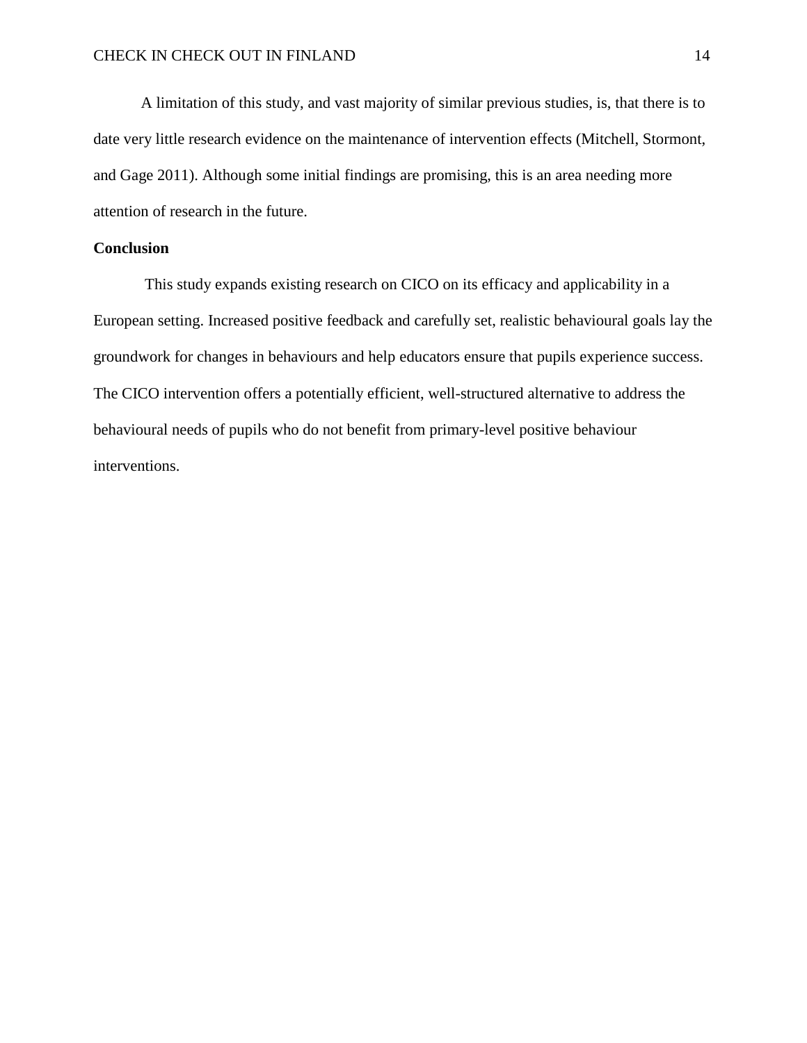A limitation of this study, and vast majority of similar previous studies, is, that there is to date very little research evidence on the maintenance of intervention effects (Mitchell, Stormont, and Gage 2011). Although some initial findings are promising, this is an area needing more attention of research in the future.

**Conclusion**

This study expands existing research on CICO on its efficacy and applicability in a European setting. Increased positive feedback and carefully set, realistic behavioural goals lay the groundwork for changes in behaviours and help educators ensure that pupils experience success. The CICO intervention offers a potentially efficient, well-structured alternative to address the behavioural needs of pupils who do not benefit from primary-level positive behaviour interventions.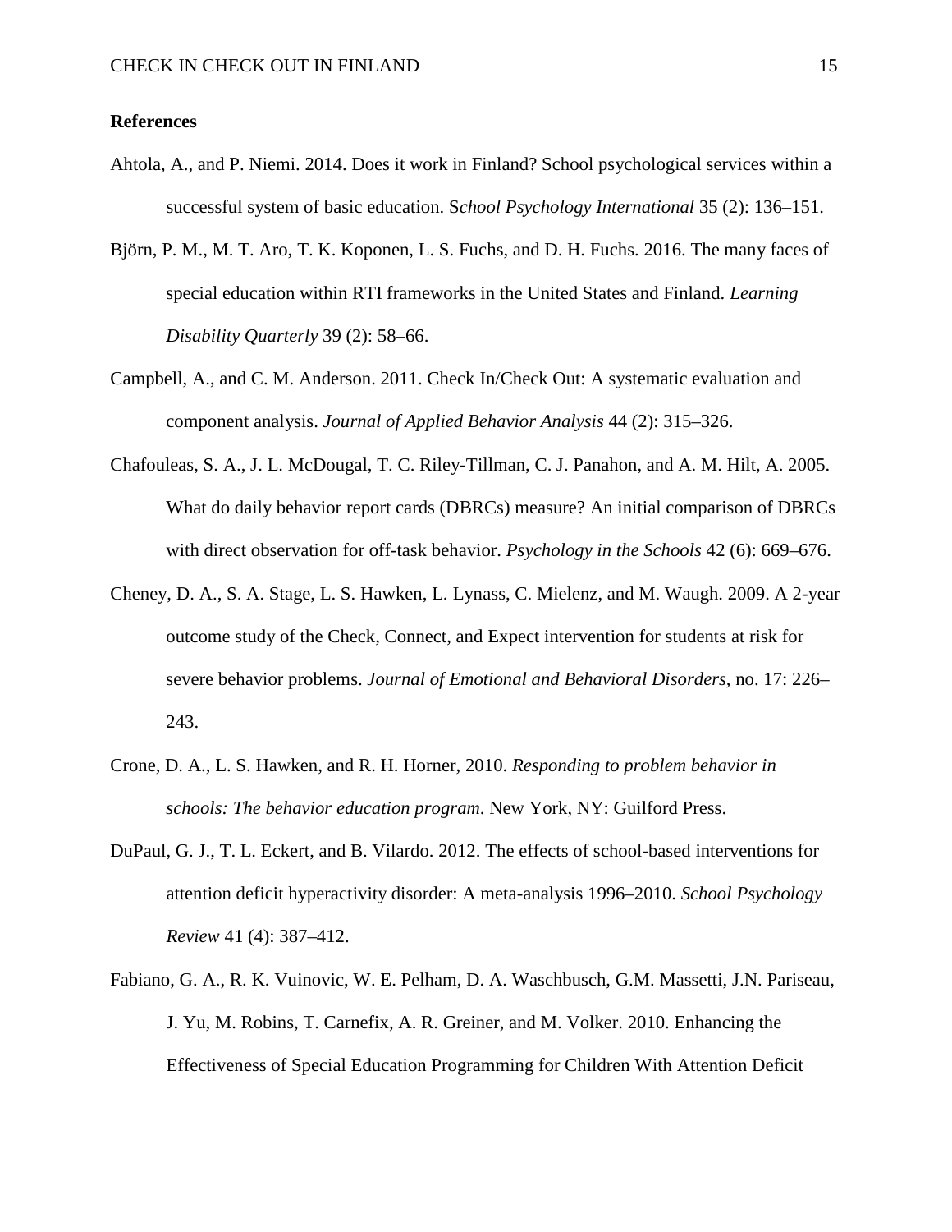**References**

Ahtola, A., and P. Niemi. 2014. Does it work in Finland? School psychological services within a successful system of basic education. S*chool Psychology International* 35 (2): 136–151.

Björn, P. M., M. T. Aro, T. K. Koponen, L. S. Fuchs, and D. H. Fuchs. 2016. The many faces of special education within RTI frameworks in the United States and Finland. *Learning Disability Quarterly* 39 (2): 58–66.

Campbell, A., and C. M. Anderson. 2011. Check In/Check Out: A systematic evaluation and component analysis. *Journal of Applied Behavior Analysis* 44 (2): 315–326.

Chafouleas, S. A., J. L. McDougal, T. C. Riley-Tillman, C. J. Panahon, and A. M. Hilt, A. 2005. What do daily behavior report cards (DBRCs) measure? An initial comparison of DBRCs with direct observation for off-task behavior. *Psychology in the Schools* 42 (6): 669–676.

Cheney, D. A., S. A. Stage, L. S. Hawken, L. Lynass, C. Mielenz, and M. Waugh. 2009. A 2-year outcome study of the Check, Connect, and Expect intervention for students at risk for severe behavior problems. *Journal of Emotional and Behavioral Disorders*, no. 17: 226–243.

Crone, D. A., L. S. Hawken, and R. H. Horner, 2010. *Responding to problem behavior in schools: The behavior education program*. New York, NY: Guilford Press.

DuPaul, G. J., T. L. Eckert, and B. Vilardo. 2012. The effects of school-based interventions for attention deficit hyperactivity disorder: A meta-analysis 1996–2010. *School Psychology Review* 41 (4): 387–412.

Fabiano, G. A., R. K. Vuinovic, W. E. Pelham, D. A. Waschbusch, G.M. Massetti, J.N. Pariseau, J. Yu, M. Robins, T. Carnefix, A. R. Greiner, and M. Volker. 2010. Enhancing the Effectiveness of Special Education Programming for Children With Attention Deficit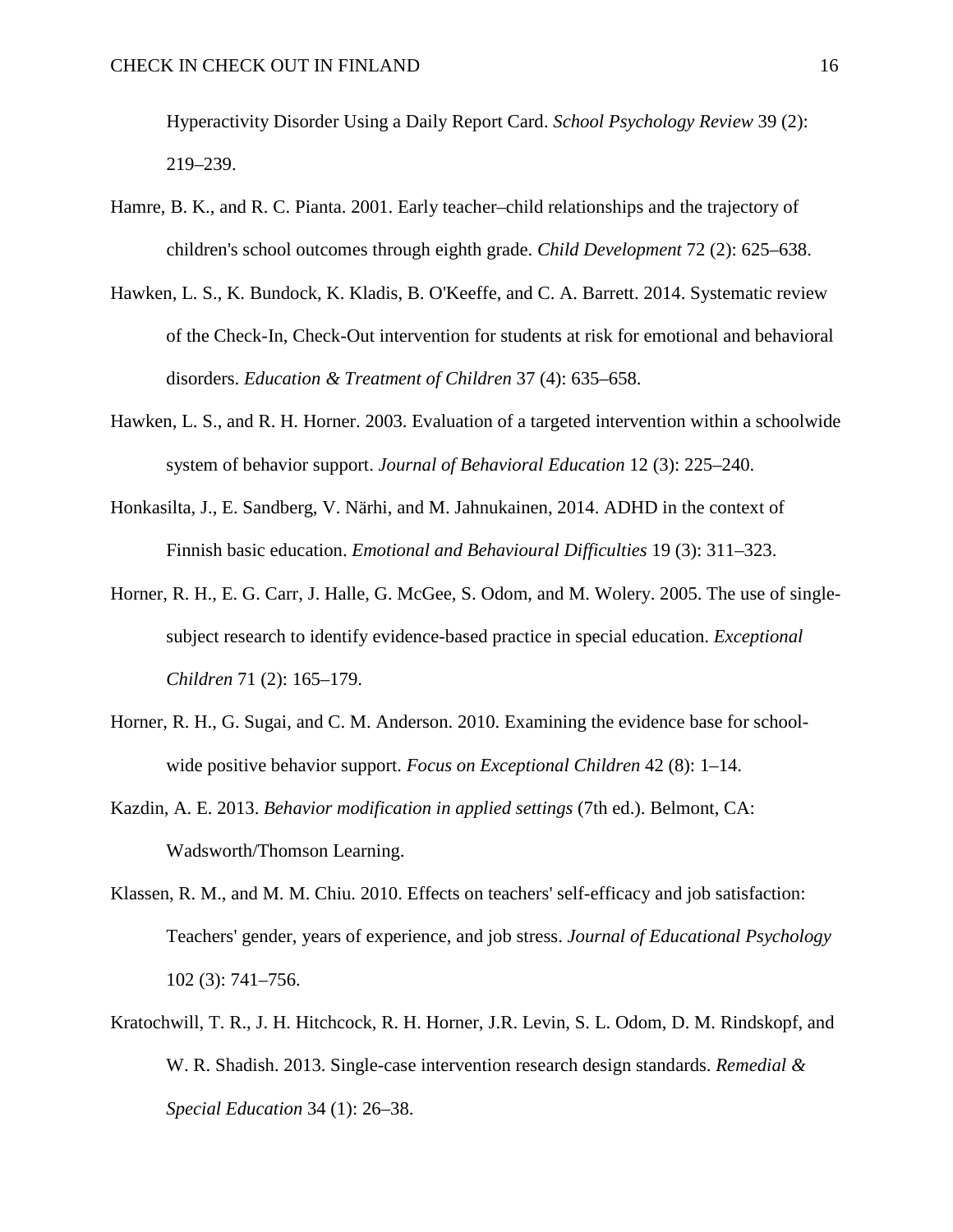Hyperactivity Disorder Using a Daily Report Card. *School Psychology Review* 39 (2): 219–239.

Hamre, B. K., and R. C. Pianta. 2001. Early teacher–child relationships and the trajectory of children's school outcomes through eighth grade. *Child Development* 72 (2): 625–638.

Hawken, L. S., K. Bundock, K. Kladis, B. O'Keeffe, and C. A. Barrett. 2014. Systematic review of the Check-In, Check-Out intervention for students at risk for emotional and behavioral disorders. *Education & Treatment of Children* 37 (4): 635–658.

Hawken, L. S., and R. H. Horner. 2003. Evaluation of a targeted intervention within a schoolwide system of behavior support. *Journal of Behavioral Education* 12 (3): 225–240.

Honkasilta, J., E. Sandberg, V. Närhi, and M. Jahnukainen, 2014. ADHD in the context of Finnish basic education. *Emotional and Behavioural Difficulties* 19 (3): 311–323.

Horner, R. H., E. G. Carr, J. Halle, G. McGee, S. Odom, and M. Wolery. 2005. The use of single-subject research to identify evidence-based practice in special education. *Exceptional Children* 71 (2): 165–179.

Horner, R. H., G. Sugai, and C. M. Anderson. 2010. Examining the evidence base for school-wide positive behavior support. *Focus on Exceptional Children* 42 (8): 1–14.

Kazdin, A. E. 2013. *Behavior modification in applied settings* (7th ed.). Belmont, CA: Wadsworth/Thomson Learning.

Klassen, R. M., and M. M. Chiu. 2010. Effects on teachers' self-efficacy and job satisfaction: Teachers' gender, years of experience, and job stress. *Journal of Educational Psychology* 102 (3): 741–756.

Kratochwill, T. R., J. H. Hitchcock, R. H. Horner, J.R. Levin, S. L. Odom, D. M. Rindskopf, and W. R. Shadish. 2013. Single-case intervention research design standards. *Remedial & Special Education* 34 (1): 26–38.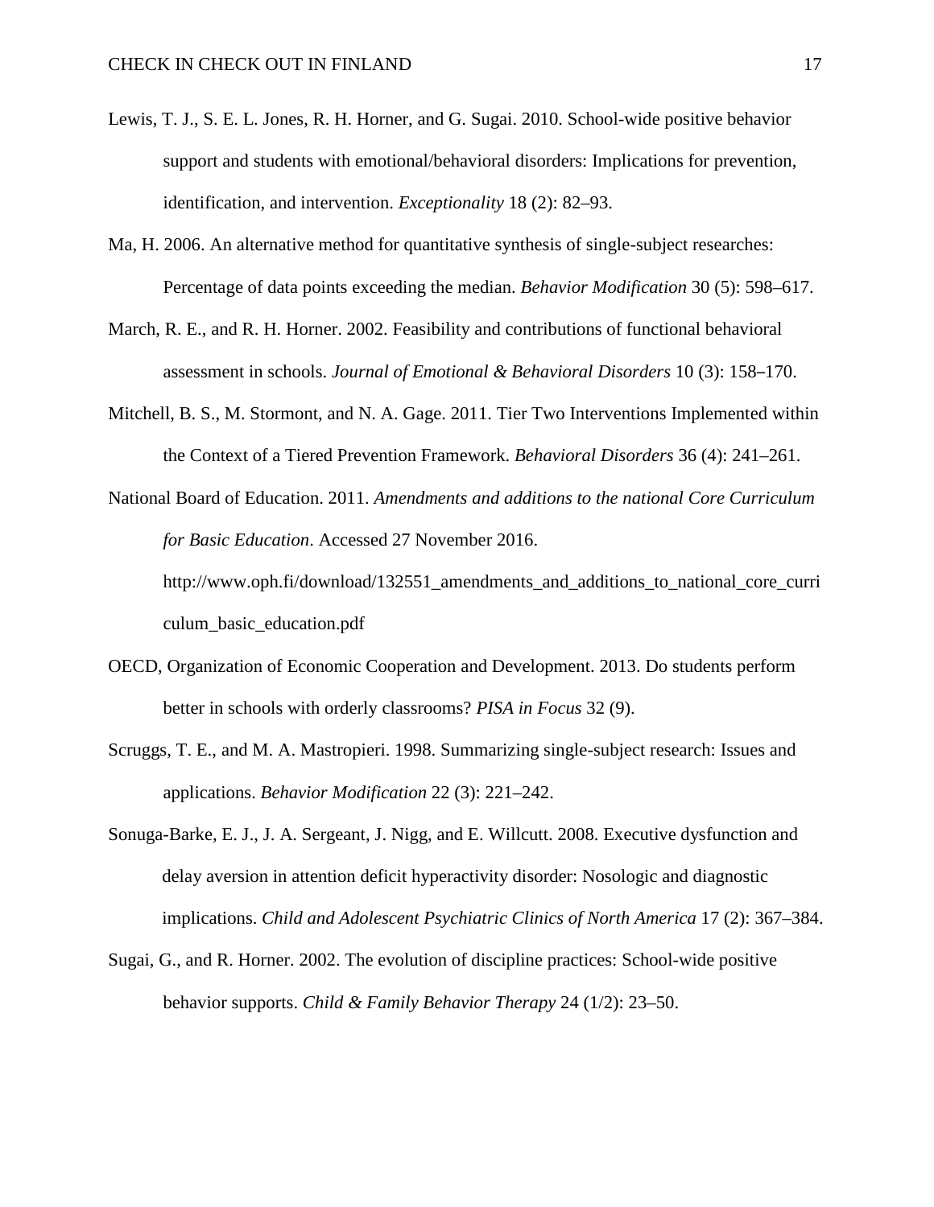Lewis, T. J., S. E. L. Jones, R. H. Horner, and G. Sugai. 2010. School-wide positive behavior support and students with emotional/behavioral disorders: Implications for prevention, identification, and intervention. *Exceptionality* 18 (2): 82–93.

Ma, H. 2006. An alternative method for quantitative synthesis of single-subject researches: Percentage of data points exceeding the median. *Behavior Modification* 30 (5): 598–617.

March, R. E., and R. H. Horner. 2002. Feasibility and contributions of functional behavioral assessment in schools. *Journal of Emotional & Behavioral Disorders* 10 (3): 158–170.

Mitchell, B. S., M. Stormont, and N. A. Gage. 2011. Tier Two Interventions Implemented within the Context of a Tiered Prevention Framework. *Behavioral Disorders* 36 (4): 241–261.

National Board of Education. 2011. *Amendments and additions to the national Core Curriculum for Basic Education*. Accessed 27 November 2016. http://www.oph.fi/download/132551_amendments_and_additions_to_national_core_curriculum_basic_education.pdf

OECD, Organization of Economic Cooperation and Development. 2013. Do students perform better in schools with orderly classrooms? *PISA in Focus* 32 (9).

Scruggs, T. E., and M. A. Mastropieri. 1998. Summarizing single-subject research: Issues and applications. *Behavior Modification* 22 (3): 221–242.

Sonuga-Barke, E. J., J. A. Sergeant, J. Nigg, and E. Willcutt. 2008. Executive dysfunction and delay aversion in attention deficit hyperactivity disorder: Nosologic and diagnostic implications. *Child and Adolescent Psychiatric Clinics of North America* 17 (2): 367–384.

Sugai, G., and R. Horner. 2002. The evolution of discipline practices: School-wide positive behavior supports. *Child & Family Behavior Therapy* 24 (1/2): 23–50.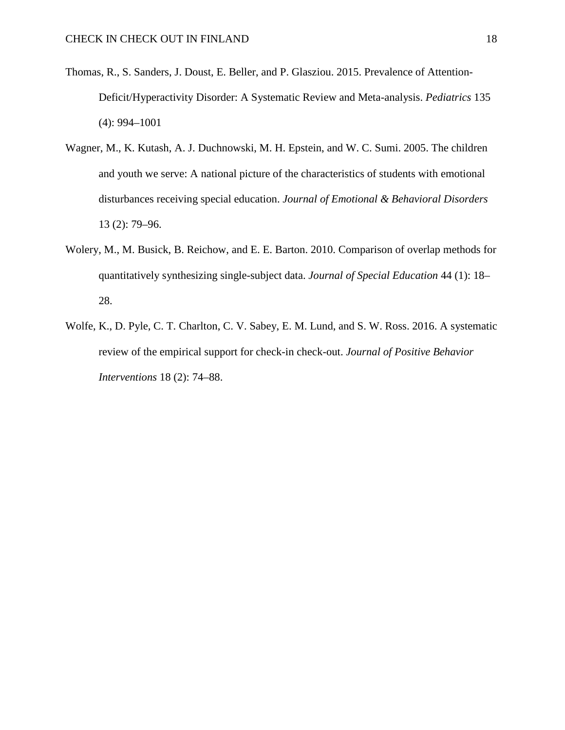Thomas, R., S. Sanders, J. Doust, E. Beller, and P. Glasziou. 2015. Prevalence of Attention-Deficit/Hyperactivity Disorder: A Systematic Review and Meta-analysis. *Pediatrics* 135 (4): 994–1001

Wagner, M., K. Kutash, A. J. Duchnowski, M. H. Epstein, and W. C. Sumi. 2005. The children and youth we serve: A national picture of the characteristics of students with emotional disturbances receiving special education. *Journal of Emotional & Behavioral Disorders* 13 (2): 79–96.

Wolery, M., M. Busick, B. Reichow, and E. E. Barton. 2010. Comparison of overlap methods for quantitatively synthesizing single-subject data. *Journal of Special Education* 44 (1): 18–28.

Wolfe, K., D. Pyle, C. T. Charlton, C. V. Sabey, E. M. Lund, and S. W. Ross. 2016. A systematic review of the empirical support for check-in check-out. *Journal of Positive Behavior Interventions* 18 (2): 74–88.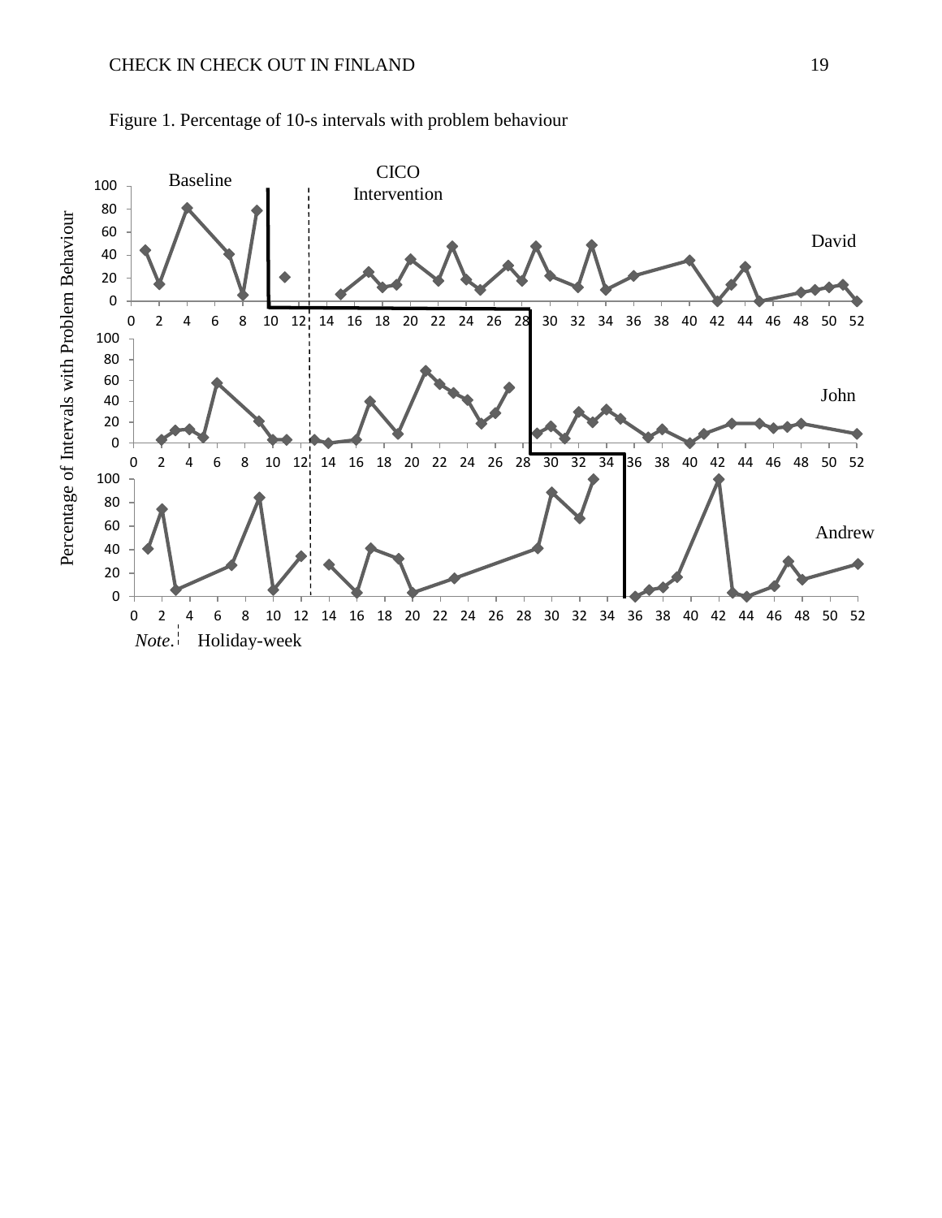Figure 1. Percentage of 10-s intervals with problem behaviour

Baseline

CICO Intervention

David

John

Andrew

Percentage of Intervals with Problem Behaviour

*Note.* ¦ Holiday-week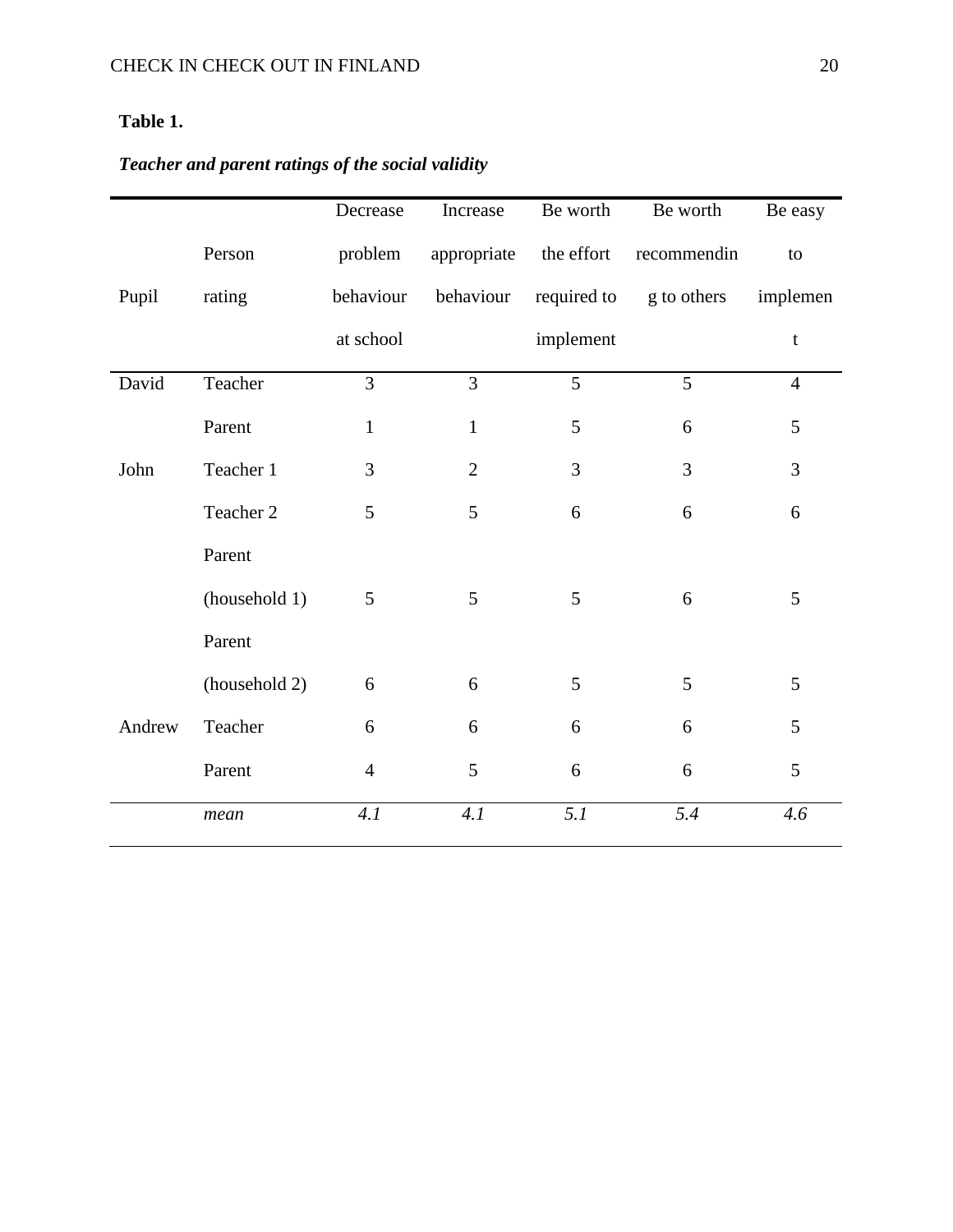**Table 1.**

***Teacher and parent ratings of the social validity***

| Pupil | Person rating | Decrease problem behaviour at school | Increase appropriate behaviour | Be worth the effort required to implement | Be worth recommending to others | Be easy to implement |
|---|---|---|---|---|---|---|
| David | Teacher | 3 | 3 | 5 | 5 | 4 |
| | Parent | 1 | 1 | 5 | 6 | 5 |
| John | Teacher 1 | 3 | 2 | 3 | 3 | 3 |
| | Teacher 2 | 5 | 5 | 6 | 6 | 6 |
| | Parent (household 1) | 5 | 5 | 5 | 6 | 5 |
| | Parent (household 2) | 6 | 6 | 5 | 5 | 5 |
| Andrew | Teacher | 6 | 6 | 6 | 6 | 5 |
| | Parent | 4 | 5 | 6 | 6 | 5 |
| | *mean* | *4.1* | *4.1* | *5.1* | *5.4* | *4.6* |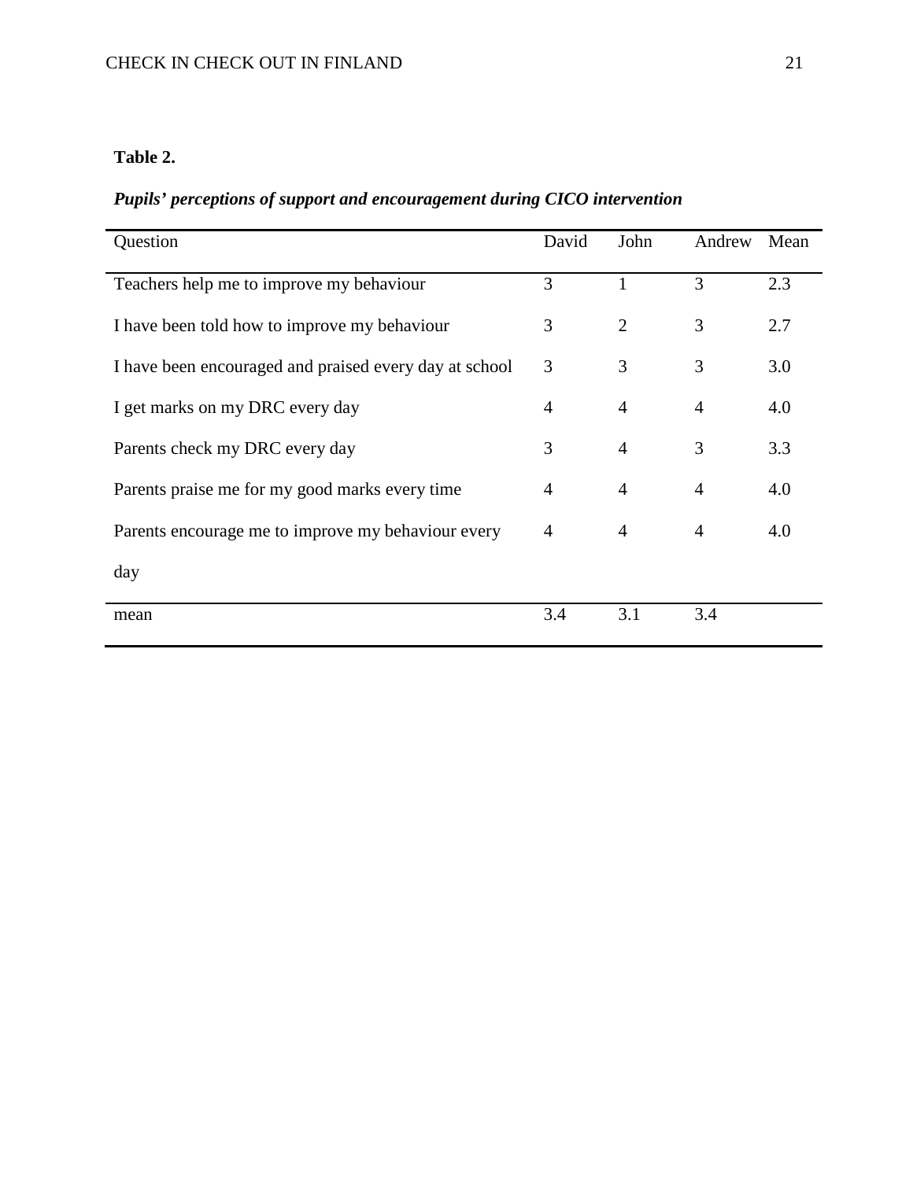**Table 2.**

***Pupils' perceptions of support and encouragement during CICO intervention***

| Question | David | John | Andrew | Mean |
|---|---|---|---|---|
| Teachers help me to improve my behaviour | 3 | 1 | 3 | 2.3 |
| I have been told how to improve my behaviour | 3 | 2 | 3 | 2.7 |
| I have been encouraged and praised every day at school | 3 | 3 | 3 | 3.0 |
| I get marks on my DRC every day | 4 | 4 | 4 | 4.0 |
| Parents check my DRC every day | 3 | 4 | 3 | 3.3 |
| Parents praise me for my good marks every time | 4 | 4 | 4 | 4.0 |
| Parents encourage me to improve my behaviour every day | 4 | 4 | 4 | 4.0 |
| mean | 3.4 | 3.1 | 3.4 | |